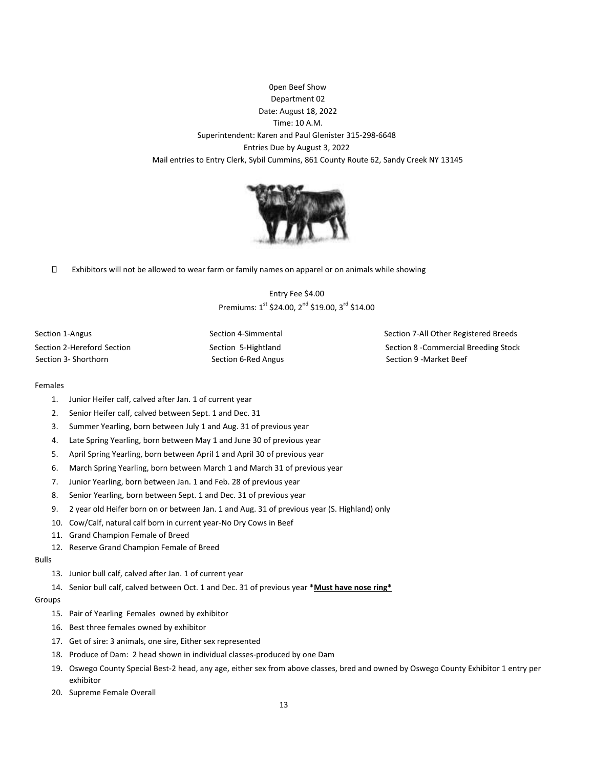0pen Beef Show
Department 02
Date: August 18, 2022
Time: 10 A.M.
Superintendent: Karen and Paul Glenister 315-298-6648
Entries Due by August 3, 2022
Mail entries to Entry Clerk, Sybil Cummins, 861 County Route 62, Sandy Creek NY 13145

- Exhibitors will not be allowed to wear farm or family names on apparel or on animals while showing

Entry Fee $4.00
Premiums: 1st $24.00, 2nd $19.00, 3rd $14.00

Section 1-Angus
Section 2-Hereford Section
Section 3- Shorthorn
Section 4-Simmental
Section 5-Hightland
Section 6-Red Angus
Section 7-All Other Registered Breeds
Section 8 -Commercial Breeding Stock
Section 9 -Market Beef

Females

1. Junior Heifer calf, calved after Jan. 1 of current year
2. Senior Heifer calf, calved between Sept. 1 and Dec. 31
3. Summer Yearling, born between July 1 and Aug. 31 of previous year
4. Late Spring Yearling, born between May 1 and June 30 of previous year
5. April Spring Yearling, born between April 1 and April 30 of previous year
6. March Spring Yearling, born between March 1 and March 31 of previous year
7. Junior Yearling, born between Jan. 1 and Feb. 28 of previous year
8. Senior Yearling, born between Sept. 1 and Dec. 31 of previous year
9. 2 year old Heifer born on or between Jan. 1 and Aug. 31 of previous year (S. Highland) only
10. Cow/Calf, natural calf born in current year-No Dry Cows in Beef
11. Grand Champion Female of Breed
12. Reserve Grand Champion Female of Breed

Bulls

13. Junior bull calf, calved after Jan. 1 of current year
14. Senior bull calf, calved between Oct. 1 and Dec. 31 of previous year ***Must have nose ring***

Groups

15. Pair of Yearling Females owned by exhibitor
16. Best three females owned by exhibitor
17. Get of sire: 3 animals, one sire, Either sex represented
18. Produce of Dam: 2 head shown in individual classes-produced by one Dam
19. Oswego County Special Best-2 head, any age, either sex from above classes, bred and owned by Oswego County Exhibitor 1 entry per exhibitor
20. Supreme Female Overall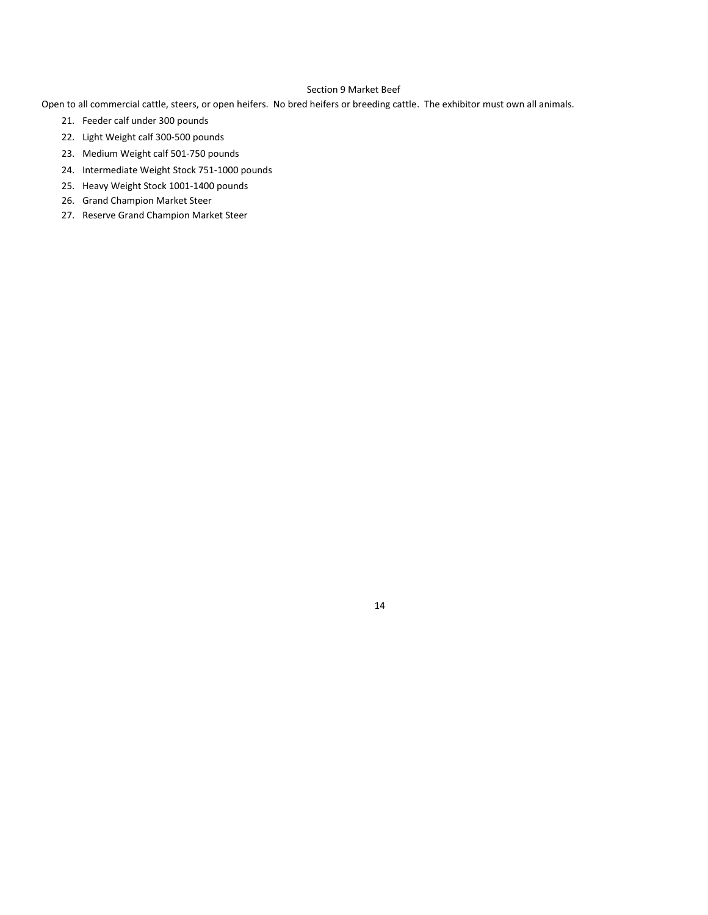## Section 9 Market Beef

Open to all commercial cattle, steers, or open heifers. No bred heifers or breeding cattle. The exhibitor must own all animals.

21. Feeder calf under 300 pounds
22. Light Weight calf 300-500 pounds
23. Medium Weight calf 501-750 pounds
24. Intermediate Weight Stock 751-1000 pounds
25. Heavy Weight Stock 1001-1400 pounds
26. Grand Champion Market Steer
27. Reserve Grand Champion Market Steer